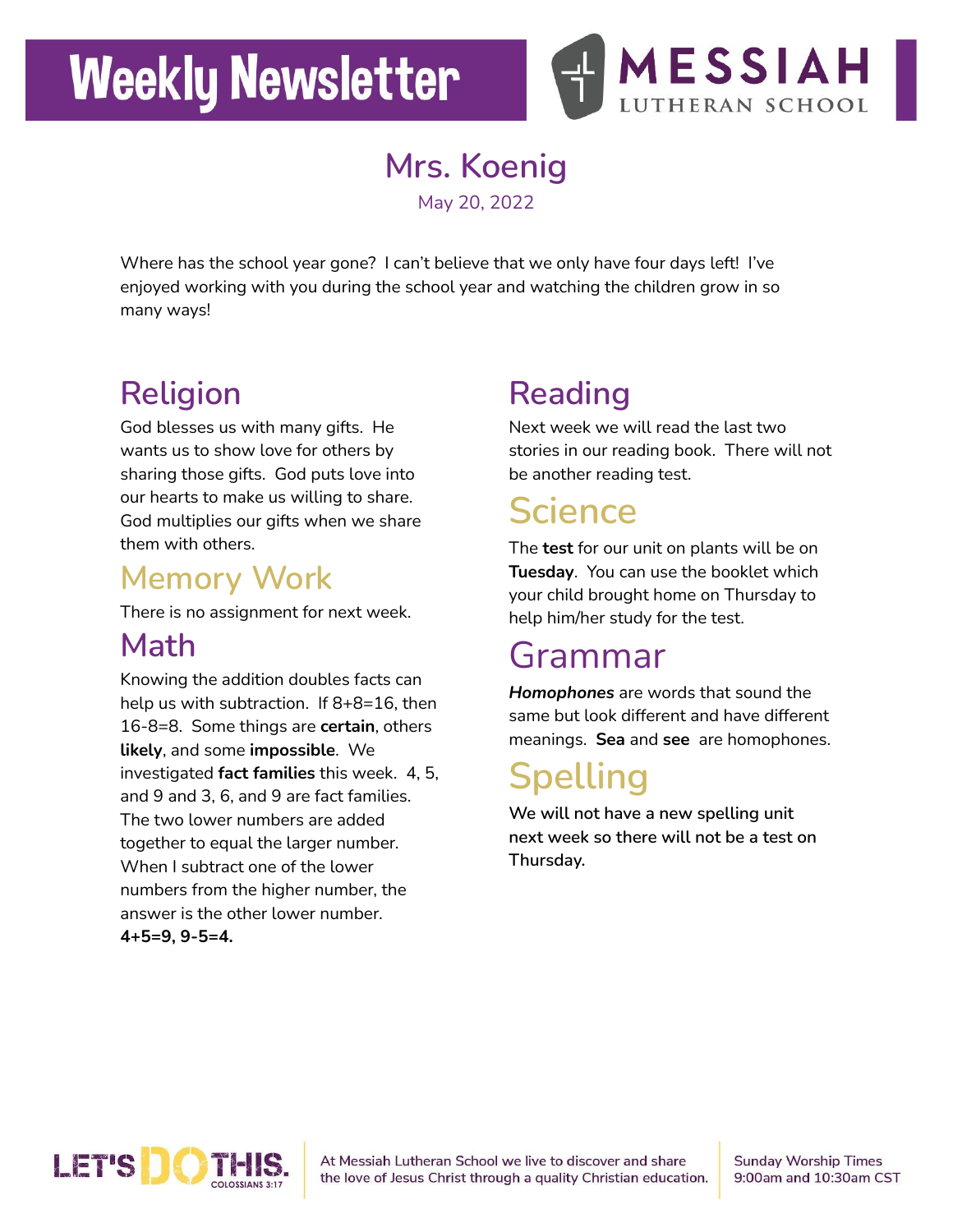# Weekly Newsletter

MESSIAH LUTHERAN SCHOOL

## Mrs. Koenig

May 20, 2022

Where has the school year gone? I can't believe that we only have four days left! I've enjoyed working with you during the school year and watching the children grow in so many ways!

## Religion

God blesses us with many gifts. He wants us to show love for others by sharing those gifts. God puts love into our hearts to make us willing to share. God multiplies our gifts when we share them with others.

## Memory Work

There is no assignment for next week.

## Math

Knowing the addition doubles facts can help us with subtraction. If 8+8=16, then 16-8=8. Some things are **certain**, others **likely**, and some **impossible**. We investigated **fact families** this week. 4, 5, and 9 and 3, 6, and 9 are fact families. The two lower numbers are added together to equal the larger number. When I subtract one of the lower numbers from the higher number, the answer is the other lower number. **4+5=9, 9-5=4.**

## Reading

Next week we will read the last two stories in our reading book. There will not be another reading test.

## Science

The **test** for our unit on plants will be on **Tuesday**. You can use the booklet which your child brought home on Thursday to help him/her study for the test.

## Grammar

***Homophones*** are words that sound the same but look different and have different meanings. **Sea** and **see** are homophones.

## Spelling

We will not have a new spelling unit next week so there will not be a test on Thursday.

LET'S DO THIS. COLOSSIANS 3:17

At Messiah Lutheran School we live to discover and share the love of Jesus Christ through a quality Christian education.

Sunday Worship Times 9:00am and 10:30am CST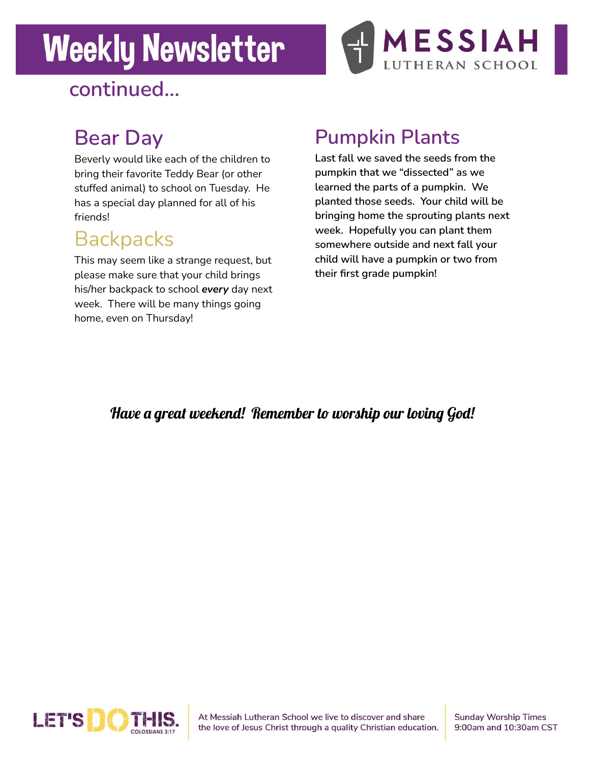# Weekly Newsletter

MESSIAH LUTHERAN SCHOOL

continued...

## Bear Day

Beverly would like each of the children to bring their favorite Teddy Bear (or other stuffed animal) to school on Tuesday. He has a special day planned for all of his friends!

## Backpacks

This may seem like a strange request, but please make sure that your child brings his/her backpack to school ***every*** day next week. There will be many things going home, even on Thursday!

## Pumpkin Plants

Last fall we saved the seeds from the pumpkin that we "dissected" as we learned the parts of a pumpkin. We planted those seeds. Your child will be bringing home the sprouting plants next week. Hopefully you can plant them somewhere outside and next fall your child will have a pumpkin or two from their first grade pumpkin!

***Have a great weekend! Remember to worship our loving God!***

LET'S DO THIS. COLOSSIANS 3:17

At Messiah Lutheran School we live to discover and share the love of Jesus Christ through a quality Christian education.

Sunday Worship Times
9:00am and 10:30am CST